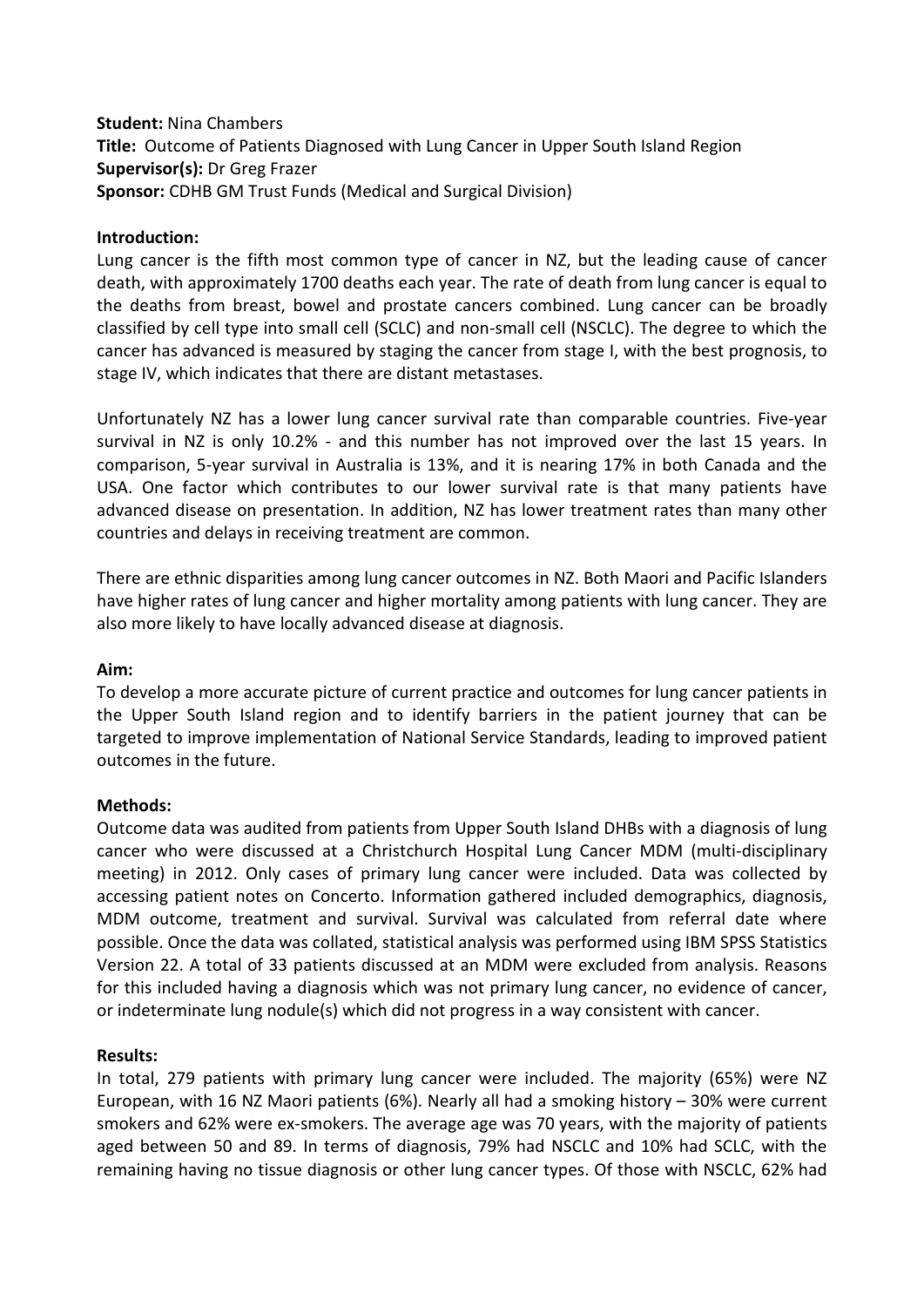**Student:** Nina Chambers
**Title:** Outcome of Patients Diagnosed with Lung Cancer in Upper South Island Region
**Supervisor(s):** Dr Greg Frazer
**Sponsor:** CDHB GM Trust Funds (Medical and Surgical Division)

**Introduction:**

Lung cancer is the fifth most common type of cancer in NZ, but the leading cause of cancer death, with approximately 1700 deaths each year. The rate of death from lung cancer is equal to the deaths from breast, bowel and prostate cancers combined. Lung cancer can be broadly classified by cell type into small cell (SCLC) and non-small cell (NSCLC). The degree to which the cancer has advanced is measured by staging the cancer from stage I, with the best prognosis, to stage IV, which indicates that there are distant metastases.

Unfortunately NZ has a lower lung cancer survival rate than comparable countries. Five-year survival in NZ is only 10.2% - and this number has not improved over the last 15 years. In comparison, 5-year survival in Australia is 13%, and it is nearing 17% in both Canada and the USA. One factor which contributes to our lower survival rate is that many patients have advanced disease on presentation. In addition, NZ has lower treatment rates than many other countries and delays in receiving treatment are common.

There are ethnic disparities among lung cancer outcomes in NZ. Both Maori and Pacific Islanders have higher rates of lung cancer and higher mortality among patients with lung cancer. They are also more likely to have locally advanced disease at diagnosis.

**Aim:**

To develop a more accurate picture of current practice and outcomes for lung cancer patients in the Upper South Island region and to identify barriers in the patient journey that can be targeted to improve implementation of National Service Standards, leading to improved patient outcomes in the future.

**Methods:**

Outcome data was audited from patients from Upper South Island DHBs with a diagnosis of lung cancer who were discussed at a Christchurch Hospital Lung Cancer MDM (multi-disciplinary meeting) in 2012. Only cases of primary lung cancer were included. Data was collected by accessing patient notes on Concerto. Information gathered included demographics, diagnosis, MDM outcome, treatment and survival. Survival was calculated from referral date where possible. Once the data was collated, statistical analysis was performed using IBM SPSS Statistics Version 22. A total of 33 patients discussed at an MDM were excluded from analysis. Reasons for this included having a diagnosis which was not primary lung cancer, no evidence of cancer, or indeterminate lung nodule(s) which did not progress in a way consistent with cancer.

**Results:**

In total, 279 patients with primary lung cancer were included. The majority (65%) were NZ European, with 16 NZ Maori patients (6%). Nearly all had a smoking history – 30% were current smokers and 62% were ex-smokers. The average age was 70 years, with the majority of patients aged between 50 and 89. In terms of diagnosis, 79% had NSCLC and 10% had SCLC, with the remaining having no tissue diagnosis or other lung cancer types. Of those with NSCLC, 62% had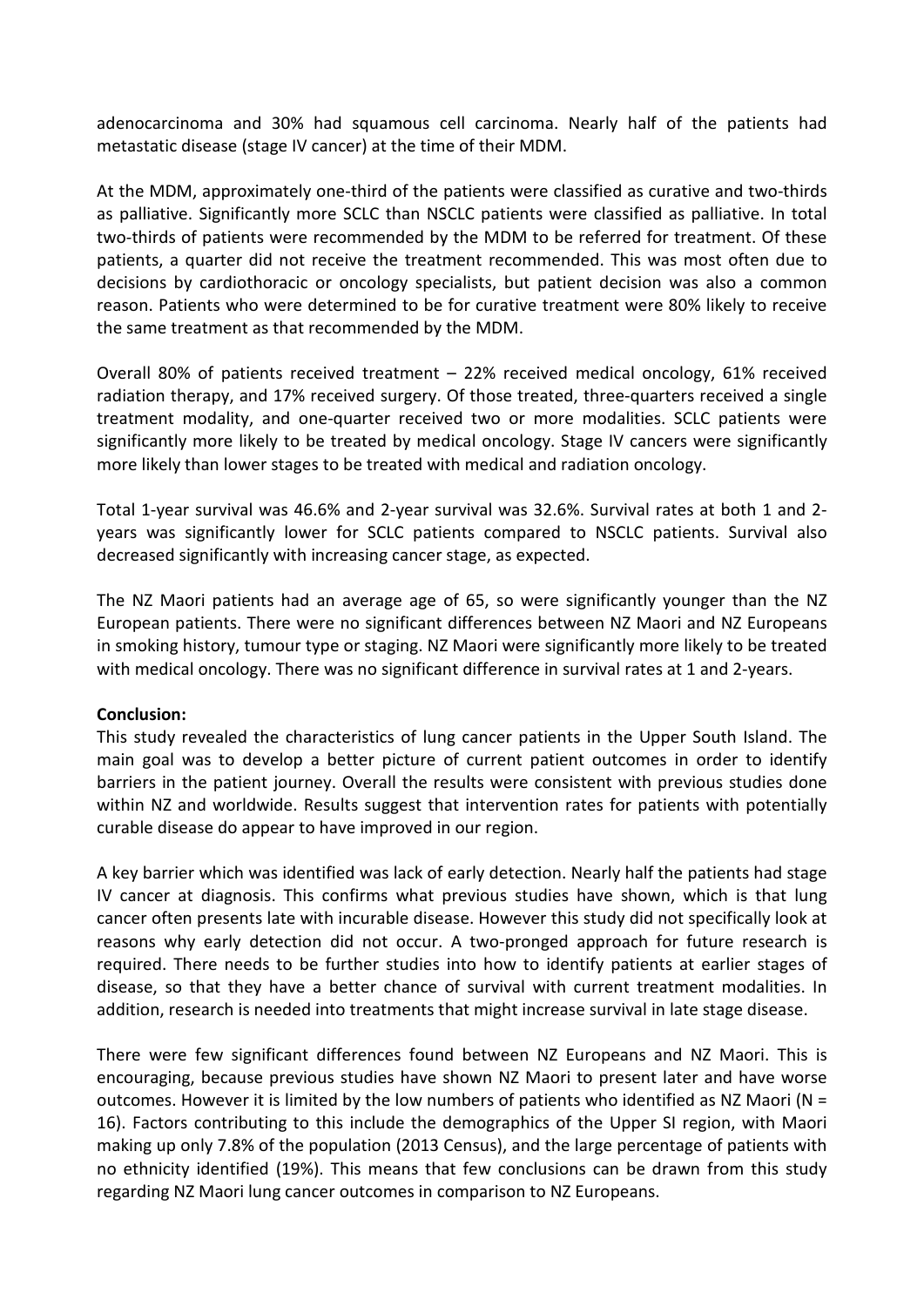adenocarcinoma and 30% had squamous cell carcinoma. Nearly half of the patients had metastatic disease (stage IV cancer) at the time of their MDM.

At the MDM, approximately one-third of the patients were classified as curative and two-thirds as palliative. Significantly more SCLC than NSCLC patients were classified as palliative. In total two-thirds of patients were recommended by the MDM to be referred for treatment. Of these patients, a quarter did not receive the treatment recommended. This was most often due to decisions by cardiothoracic or oncology specialists, but patient decision was also a common reason. Patients who were determined to be for curative treatment were 80% likely to receive the same treatment as that recommended by the MDM.

Overall 80% of patients received treatment – 22% received medical oncology, 61% received radiation therapy, and 17% received surgery. Of those treated, three-quarters received a single treatment modality, and one-quarter received two or more modalities. SCLC patients were significantly more likely to be treated by medical oncology. Stage IV cancers were significantly more likely than lower stages to be treated with medical and radiation oncology.

Total 1-year survival was 46.6% and 2-year survival was 32.6%. Survival rates at both 1 and 2-years was significantly lower for SCLC patients compared to NSCLC patients. Survival also decreased significantly with increasing cancer stage, as expected.

The NZ Maori patients had an average age of 65, so were significantly younger than the NZ European patients. There were no significant differences between NZ Maori and NZ Europeans in smoking history, tumour type or staging. NZ Maori were significantly more likely to be treated with medical oncology. There was no significant difference in survival rates at 1 and 2-years.

**Conclusion:**
This study revealed the characteristics of lung cancer patients in the Upper South Island. The main goal was to develop a better picture of current patient outcomes in order to identify barriers in the patient journey. Overall the results were consistent with previous studies done within NZ and worldwide. Results suggest that intervention rates for patients with potentially curable disease do appear to have improved in our region.

A key barrier which was identified was lack of early detection. Nearly half the patients had stage IV cancer at diagnosis. This confirms what previous studies have shown, which is that lung cancer often presents late with incurable disease. However this study did not specifically look at reasons why early detection did not occur. A two-pronged approach for future research is required. There needs to be further studies into how to identify patients at earlier stages of disease, so that they have a better chance of survival with current treatment modalities. In addition, research is needed into treatments that might increase survival in late stage disease.

There were few significant differences found between NZ Europeans and NZ Maori. This is encouraging, because previous studies have shown NZ Maori to present later and have worse outcomes. However it is limited by the low numbers of patients who identified as NZ Maori (N = 16). Factors contributing to this include the demographics of the Upper SI region, with Maori making up only 7.8% of the population (2013 Census), and the large percentage of patients with no ethnicity identified (19%). This means that few conclusions can be drawn from this study regarding NZ Maori lung cancer outcomes in comparison to NZ Europeans.